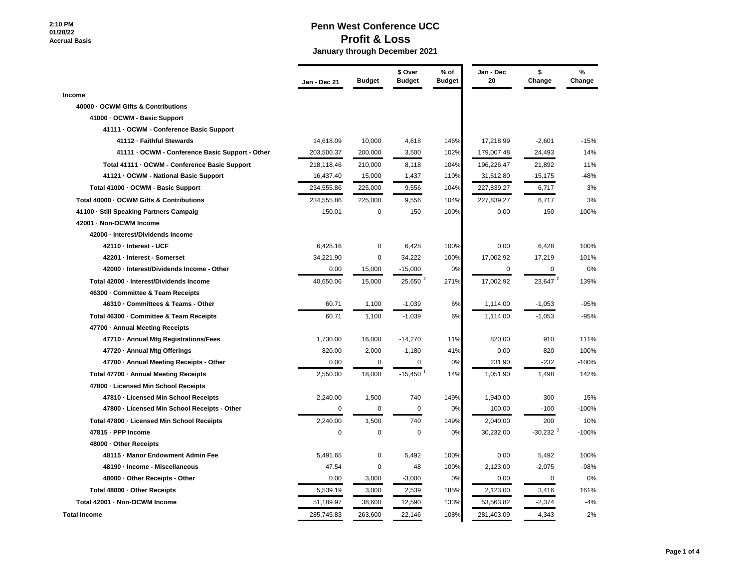2:10 PM
01/28/22
Accrual Basis

# Penn West Conference UCC
## Profit & Loss
### January through December 2021

| | Jan - Dec 21 | Budget | $ Over Budget | % of Budget | Jan - Dec 20 | $ Change | % Change |
|---|---|---|---|---|---|---|---|
| **Income** | | | | | | | |
| **40000 · OCWM Gifts & Contributions** | | | | | | | |
| **41000 · OCWM - Basic Support** | | | | | | | |
| **41111 · OCWM - Conference Basic Support** | | | | | | | |
| **41112 · Faithful Stewards** | 14,618.09 | 10,000 | 4,618 | 146% | 17,218.99 | -2,601 | -15% |
| **41111 · OCWM - Conference Basic Support - Other** | 203,500.37 | 200,000 | 3,500 | 102% | 179,007.48 | 24,493 | 14% |
| **Total 41111 · OCWM - Conference Basic Support** | 218,118.46 | 210,000 | 8,118 | 104% | 196,226.47 | 21,892 | 11% |
| **41121 · OCWM - National Basic Support** | 16,437.40 | 15,000 | 1,437 | 110% | 31,612.80 | -15,175 | -48% |
| **Total 41000 · OCWM - Basic Support** | 234,555.86 | 225,000 | 9,556 | 104% | 227,839.27 | 6,717 | 3% |
| **Total 40000 · OCWM Gifts & Contributions** | 234,555.86 | 225,000 | 9,556 | 104% | 227,839.27 | 6,717 | 3% |
| **41100 · Still Speaking Partners Campaig** | 150.01 | 0 | 150 | 100% | 0.00 | 150 | 100% |
| **42001 · Non-OCWM Income** | | | | | | | |
| **42000 · Interest/Dividends Income** | | | | | | | |
| **42110 · Interest - UCF** | 6,428.16 | 0 | 6,428 | 100% | 0.00 | 6,428 | 100% |
| **42201 · Interest - Somerset** | 34,221.90 | 0 | 34,222 | 100% | 17,002.92 | 17,219 | 101% |
| **42000 · Interest/Dividends Income - Other** | 0.00 | 15,000 | -15,000 | 0% | 0 | 0 | 0% |
| **Total 42000 · Interest/Dividends Income** | 40,650.06 | 15,000 | 25,650 [2] | 271% | 17,002.92 | 23,647 [2] | 139% |
| **46300 · Committee & Team Receipts** | | | | | | | |
| **46310 · Committees & Teams - Other** | 60.71 | 1,100 | -1,039 | 6% | 1,114.00 | -1,053 | -95% |
| **Total 46300 · Committee & Team Receipts** | 60.71 | 1,100 | -1,039 | 6% | 1,114.00 | -1,053 | -95% |
| **47700 · Annual Meeting Receipts** | | | | | | | |
| **47710 · Annual Mtg Registrations/Fees** | 1,730.00 | 16,000 | -14,270 | 11% | 820.00 | 910 | 111% |
| **47720 · Annual Mtg Offerings** | 820.00 | 2,000 | -1,180 | 41% | 0.00 | 820 | 100% |
| **47700 · Annual Meeting Receipts - Other** | 0.00 | 0 | 0 | 0% | 231.90 | -232 | -100% |
| **Total 47700 · Annual Meeting Receipts** | 2,550.00 | 18,000 | -15,450 [1] | 14% | 1,051.90 | 1,498 | 142% |
| **47800 · Licensed Min School Receipts** | | | | | | | |
| **47810 · Licensed Min School Receipts** | 2,240.00 | 1,500 | 740 | 149% | 1,940.00 | 300 | 15% |
| **47800 · Licensed Min School Receipts - Other** | 0 | 0 | 0 | 0% | 100.00 | -100 | -100% |
| **Total 47800 · Licensed Min School Receipts** | 2,240.00 | 1,500 | 740 | 149% | 2,040.00 | 200 | 10% |
| **47815 · PPP Income** | 0 | 0 | 0 | 0% | 30,232.00 | -30,232 [3] | -100% |
| **48000 · Other Receipts** | | | | | | | |
| **48115 · Manor Endowment Admin Fee** | 5,491.65 | 0 | 5,492 | 100% | 0.00 | 5,492 | 100% |
| **48190 · Income - Miscellaneous** | 47.54 | 0 | 48 | 100% | 2,123.00 | -2,075 | -98% |
| **48000 · Other Receipts - Other** | 0.00 | 3,000 | -3,000 | 0% | 0.00 | 0 | 0% |
| **Total 48000 · Other Receipts** | 5,539.19 | 3,000 | 2,539 | 185% | 2,123.00 | 3,416 | 161% |
| **Total 42001 · Non-OCWM Income** | 51,189.97 | 38,600 | 12,590 | 133% | 53,563.82 | -2,374 | -4% |
| **Total Income** | 285,745.83 | 263,600 | 22,146 | 108% | 281,403.09 | 4,343 | 2% |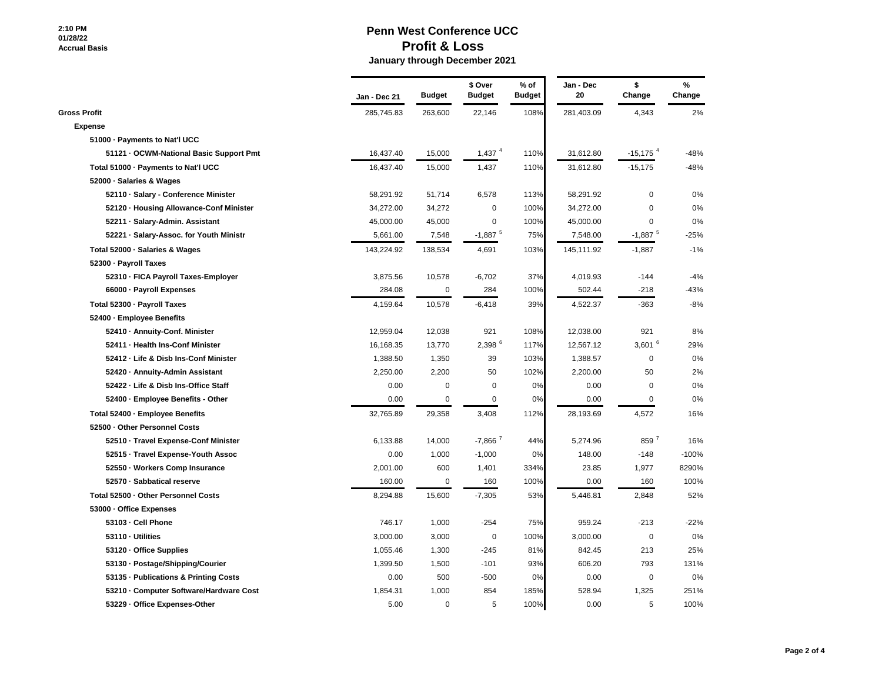2:10 PM
01/28/22
Accrual Basis

# Penn West Conference UCC
## Profit & Loss
### January through December 2021

| | Jan - Dec 21 | Budget | $ Over Budget | % of Budget | Jan - Dec 20 | $ Change | % Change |
|---|---|---|---|---|---|---|---|
| **Gross Profit** | 285,745.83 | 263,600 | 22,146 | 108% | 281,403.09 | 4,343 | 2% |
| **Expense** | | | | | | | |
| **51000 · Payments to Nat'l UCC** | | | | | | | |
| **51121 · OCWM-National Basic Support Pmt** | 16,437.40 | 15,000 | 1,437 [4] | 110% | 31,612.80 | -15,175 [4] | -48% |
| **Total 51000 · Payments to Nat'l UCC** | 16,437.40 | 15,000 | 1,437 | 110% | 31,612.80 | -15,175 | -48% |
| **52000 · Salaries & Wages** | | | | | | | |
| **52110 · Salary - Conference Minister** | 58,291.92 | 51,714 | 6,578 | 113% | 58,291.92 | 0 | 0% |
| **52120 · Housing Allowance-Conf Minister** | 34,272.00 | 34,272 | 0 | 100% | 34,272.00 | 0 | 0% |
| **52211 · Salary-Admin. Assistant** | 45,000.00 | 45,000 | 0 | 100% | 45,000.00 | 0 | 0% |
| **52221 · Salary-Assoc. for Youth Ministr** | 5,661.00 | 7,548 | -1,887 [5] | 75% | 7,548.00 | -1,887 [5] | -25% |
| **Total 52000 · Salaries & Wages** | 143,224.92 | 138,534 | 4,691 | 103% | 145,111.92 | -1,887 | -1% |
| **52300 · Payroll Taxes** | | | | | | | |
| **52310 · FICA Payroll Taxes-Employer** | 3,875.56 | 10,578 | -6,702 | 37% | 4,019.93 | -144 | -4% |
| **66000 · Payroll Expenses** | 284.08 | 0 | 284 | 100% | 502.44 | -218 | -43% |
| **Total 52300 · Payroll Taxes** | 4,159.64 | 10,578 | -6,418 | 39% | 4,522.37 | -363 | -8% |
| **52400 · Employee Benefits** | | | | | | | |
| **52410 · Annuity-Conf. Minister** | 12,959.04 | 12,038 | 921 | 108% | 12,038.00 | 921 | 8% |
| **52411 · Health Ins-Conf Minister** | 16,168.35 | 13,770 | 2,398 [6] | 117% | 12,567.12 | 3,601 [6] | 29% |
| **52412 · Life & Disb Ins-Conf Minister** | 1,388.50 | 1,350 | 39 | 103% | 1,388.57 | 0 | 0% |
| **52420 · Annuity-Admin Assistant** | 2,250.00 | 2,200 | 50 | 102% | 2,200.00 | 50 | 2% |
| **52422 · Life & Disb Ins-Office Staff** | 0.00 | 0 | 0 | 0% | 0.00 | 0 | 0% |
| **52400 · Employee Benefits - Other** | 0.00 | 0 | 0 | 0% | 0.00 | 0 | 0% |
| **Total 52400 · Employee Benefits** | 32,765.89 | 29,358 | 3,408 | 112% | 28,193.69 | 4,572 | 16% |
| **52500 · Other Personnel Costs** | | | | | | | |
| **52510 · Travel Expense-Conf Minister** | 6,133.88 | 14,000 | -7,866 [7] | 44% | 5,274.96 | 859 [7] | 16% |
| **52515 · Travel Expense-Youth Assoc** | 0.00 | 1,000 | -1,000 | 0% | 148.00 | -148 | -100% |
| **52550 · Workers Comp Insurance** | 2,001.00 | 600 | 1,401 | 334% | 23.85 | 1,977 | 8290% |
| **52570 · Sabbatical reserve** | 160.00 | 0 | 160 | 100% | 0.00 | 160 | 100% |
| **Total 52500 · Other Personnel Costs** | 8,294.88 | 15,600 | -7,305 | 53% | 5,446.81 | 2,848 | 52% |
| **53000 · Office Expenses** | | | | | | | |
| **53103 · Cell Phone** | 746.17 | 1,000 | -254 | 75% | 959.24 | -213 | -22% |
| **53110 · Utilities** | 3,000.00 | 3,000 | 0 | 100% | 3,000.00 | 0 | 0% |
| **53120 · Office Supplies** | 1,055.46 | 1,300 | -245 | 81% | 842.45 | 213 | 25% |
| **53130 · Postage/Shipping/Courier** | 1,399.50 | 1,500 | -101 | 93% | 606.20 | 793 | 131% |
| **53135 · Publications & Printing Costs** | 0.00 | 500 | -500 | 0% | 0.00 | 0 | 0% |
| **53210 · Computer Software/Hardware Cost** | 1,854.31 | 1,000 | 854 | 185% | 528.94 | 1,325 | 251% |
| **53229 · Office Expenses-Other** | 5.00 | 0 | 5 | 100% | 0.00 | 5 | 100% |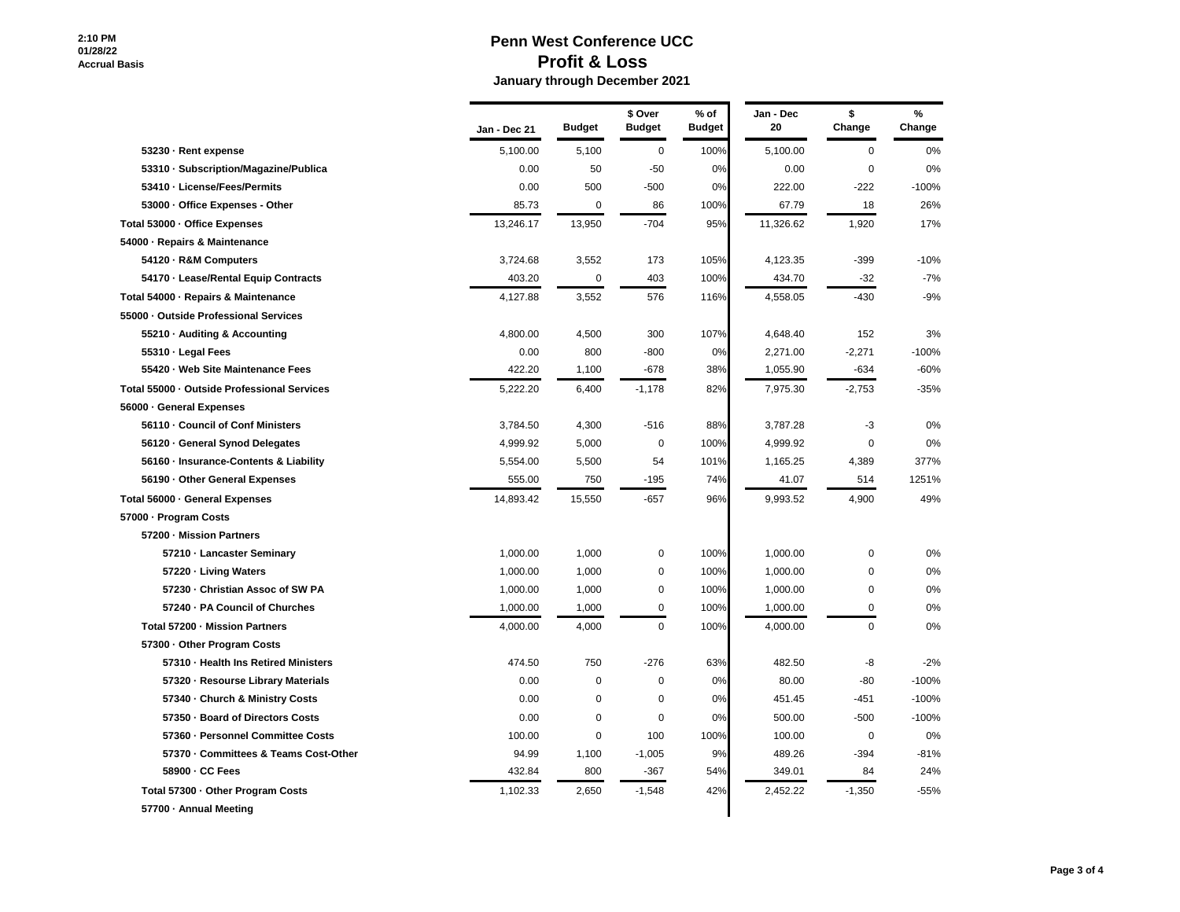# Penn West Conference UCC
## Profit & Loss
### January through December 2021

2:10 PM
01/28/22
Accrual Basis

| | Jan - Dec 21 | Budget | $ Over Budget | % of Budget | Jan - Dec 20 | $ Change | % Change |
|---|---|---|---|---|---|---|---|
| 53230 · Rent expense | 5,100.00 | 5,100 | 0 | 100% | 5,100.00 | 0 | 0% |
| 53310 · Subscription/Magazine/Publica | 0.00 | 50 | -50 | 0% | 0.00 | 0 | 0% |
| 53410 · License/Fees/Permits | 0.00 | 500 | -500 | 0% | 222.00 | -222 | -100% |
| 53000 · Office Expenses - Other | 85.73 | 0 | 86 | 100% | 67.79 | 18 | 26% |
| Total 53000 · Office Expenses | 13,246.17 | 13,950 | -704 | 95% | 11,326.62 | 1,920 | 17% |
| 54000 · Repairs & Maintenance | | | | | | | |
| 54120 · R&M Computers | 3,724.68 | 3,552 | 173 | 105% | 4,123.35 | -399 | -10% |
| 54170 · Lease/Rental Equip Contracts | 403.20 | 0 | 403 | 100% | 434.70 | -32 | -7% |
| Total 54000 · Repairs & Maintenance | 4,127.88 | 3,552 | 576 | 116% | 4,558.05 | -430 | -9% |
| 55000 · Outside Professional Services | | | | | | | |
| 55210 · Auditing & Accounting | 4,800.00 | 4,500 | 300 | 107% | 4,648.40 | 152 | 3% |
| 55310 · Legal Fees | 0.00 | 800 | -800 | 0% | 2,271.00 | -2,271 | -100% |
| 55420 · Web Site Maintenance Fees | 422.20 | 1,100 | -678 | 38% | 1,055.90 | -634 | -60% |
| Total 55000 · Outside Professional Services | 5,222.20 | 6,400 | -1,178 | 82% | 7,975.30 | -2,753 | -35% |
| 56000 · General Expenses | | | | | | | |
| 56110 · Council of Conf Ministers | 3,784.50 | 4,300 | -516 | 88% | 3,787.28 | -3 | 0% |
| 56120 · General Synod Delegates | 4,999.92 | 5,000 | 0 | 100% | 4,999.92 | 0 | 0% |
| 56160 · Insurance-Contents & Liability | 5,554.00 | 5,500 | 54 | 101% | 1,165.25 | 4,389 | 377% |
| 56190 · Other General Expenses | 555.00 | 750 | -195 | 74% | 41.07 | 514 | 1251% |
| Total 56000 · General Expenses | 14,893.42 | 15,550 | -657 | 96% | 9,993.52 | 4,900 | 49% |
| 57000 · Program Costs | | | | | | | |
| 57200 · Mission Partners | | | | | | | |
| 57210 · Lancaster Seminary | 1,000.00 | 1,000 | 0 | 100% | 1,000.00 | 0 | 0% |
| 57220 · Living Waters | 1,000.00 | 1,000 | 0 | 100% | 1,000.00 | 0 | 0% |
| 57230 · Christian Assoc of SW PA | 1,000.00 | 1,000 | 0 | 100% | 1,000.00 | 0 | 0% |
| 57240 · PA Council of Churches | 1,000.00 | 1,000 | 0 | 100% | 1,000.00 | 0 | 0% |
| Total 57200 · Mission Partners | 4,000.00 | 4,000 | 0 | 100% | 4,000.00 | 0 | 0% |
| 57300 · Other Program Costs | | | | | | | |
| 57310 · Health Ins Retired Ministers | 474.50 | 750 | -276 | 63% | 482.50 | -8 | -2% |
| 57320 · Resourse Library Materials | 0.00 | 0 | 0 | 0% | 80.00 | -80 | -100% |
| 57340 · Church & Ministry Costs | 0.00 | 0 | 0 | 0% | 451.45 | -451 | -100% |
| 57350 · Board of Directors Costs | 0.00 | 0 | 0 | 0% | 500.00 | -500 | -100% |
| 57360 · Personnel Committee Costs | 100.00 | 0 | 100 | 100% | 100.00 | 0 | 0% |
| 57370 · Committees & Teams Cost-Other | 94.99 | 1,100 | -1,005 | 9% | 489.26 | -394 | -81% |
| 58900 · CC Fees | 432.84 | 800 | -367 | 54% | 349.01 | 84 | 24% |
| Total 57300 · Other Program Costs | 1,102.33 | 2,650 | -1,548 | 42% | 2,452.22 | -1,350 | -55% |
| 57700 · Annual Meeting | | | | | | | |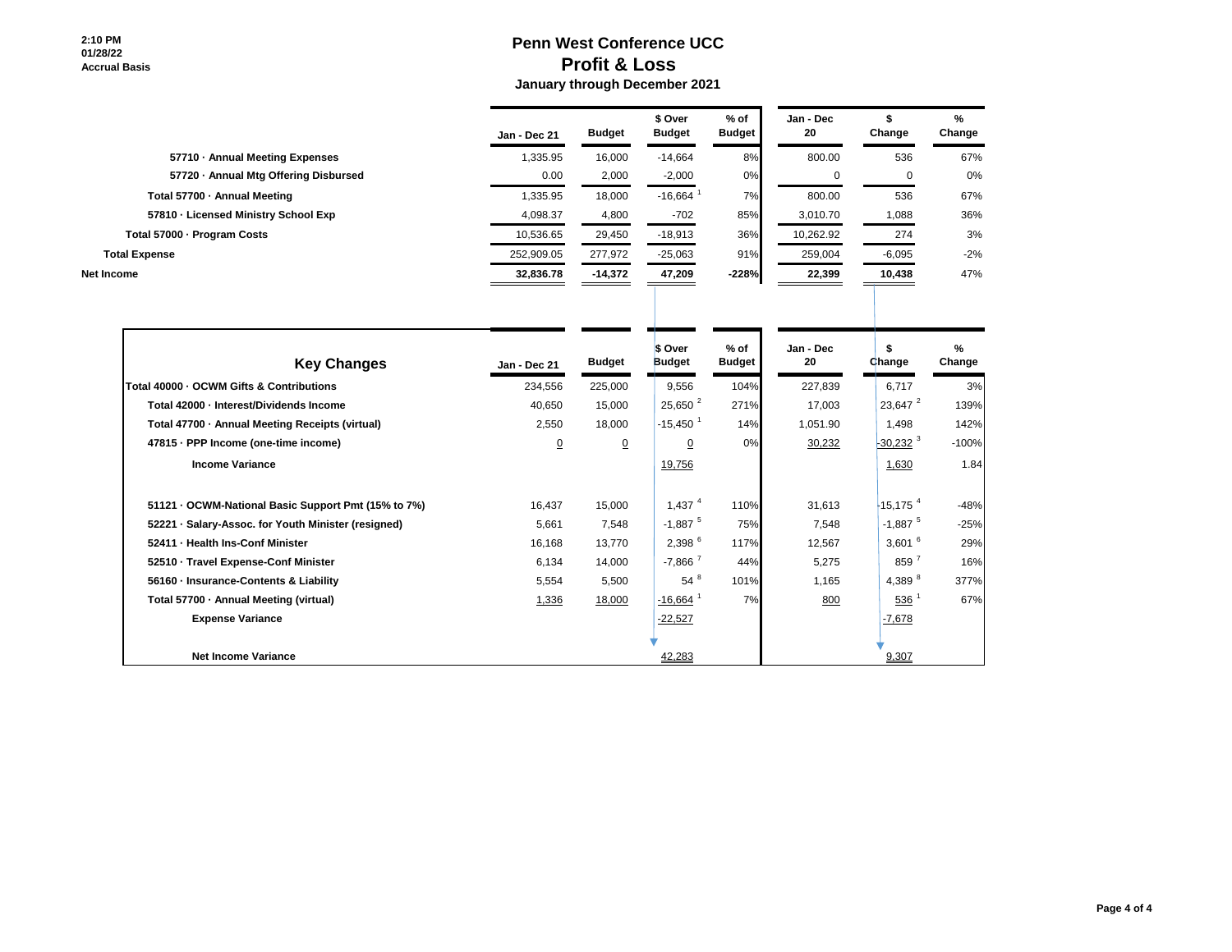2:10 PM
01/28/22
Accrual Basis

# Penn West Conference UCC
## Profit & Loss
### January through December 2021

| | Jan - Dec 21 | Budget | $ Over Budget | % of Budget | Jan - Dec 20 | $ Change | % Change |
|---|---|---|---|---|---|---|---|
| 57710 · Annual Meeting Expenses | 1,335.95 | 16,000 | -14,664 | 8% | 800.00 | 536 | 67% |
| 57720 · Annual Mtg Offering Disbursed | 0.00 | 2,000 | -2,000 | 0% | 0 | 0 | 0% |
| **Total 57700 · Annual Meeting** | 1,335.95 | 18,000 | -16,664 [1] | 7% | 800.00 | 536 | 67% |
| 57810 · Licensed Ministry School Exp | 4,098.37 | 4,800 | -702 | 85% | 3,010.70 | 1,088 | 36% |
| **Total 57000 · Program Costs** | 10,536.65 | 29,450 | -18,913 | 36% | 10,262.92 | 274 | 3% |
| **Total Expense** | 252,909.05 | 277,972 | -25,063 | 91% | 259,004 | -6,095 | -2% |
| **Net Income** | **32,836.78** | **-14,372** | **47,209** | **-228%** | **22,399** | **10,438** | 47% |

| Key Changes | Jan - Dec 21 | Budget | $ Over Budget | % of Budget | Jan - Dec 20 | $ Change | % Change |
|---|---|---|---|---|---|---|---|
| Total 40000 · OCWM Gifts & Contributions | 234,556 | 225,000 | 9,556 | 104% | 227,839 | 6,717 | 3% |
| Total 42000 · Interest/Dividends Income | 40,650 | 15,000 | 25,650 [2] | 271% | 17,003 | 23,647 [2] | 139% |
| Total 47700 · Annual Meeting Receipts (virtual) | 2,550 | 18,000 | -15,450 [1] | 14% | 1,051.90 | 1,498 | 142% |
| 47815 · PPP Income (one-time income) | 0 | 0 | 0 | 0% | 30,232 | -30,232 [3] | -100% |
| **Income Variance** | | | 19,756 | | | 1,630 | 1.84 |
| 51121 · OCWM-National Basic Support Pmt (15% to 7%) | 16,437 | 15,000 | 1,437 [4] | 110% | 31,613 | -15,175 [4] | -48% |
| 52221 · Salary-Assoc. for Youth Minister (resigned) | 5,661 | 7,548 | -1,887 [5] | 75% | 7,548 | -1,887 [5] | -25% |
| 52411 · Health Ins-Conf Minister | 16,168 | 13,770 | 2,398 [6] | 117% | 12,567 | 3,601 [6] | 29% |
| 52510 · Travel Expense-Conf Minister | 6,134 | 14,000 | -7,866 [7] | 44% | 5,275 | 859 [7] | 16% |
| 56160 · Insurance-Contents & Liability | 5,554 | 5,500 | 54 [8] | 101% | 1,165 | 4,389 [8] | 377% |
| Total 57700 · Annual Meeting (virtual) | 1,336 | 18,000 | -16,664 [1] | 7% | 800 | 536 [1] | 67% |
| **Expense Variance** | | | -22,527 | | | -7,678 | |
| **Net Income Variance** | | | 42,283 | | | 9,307 | |